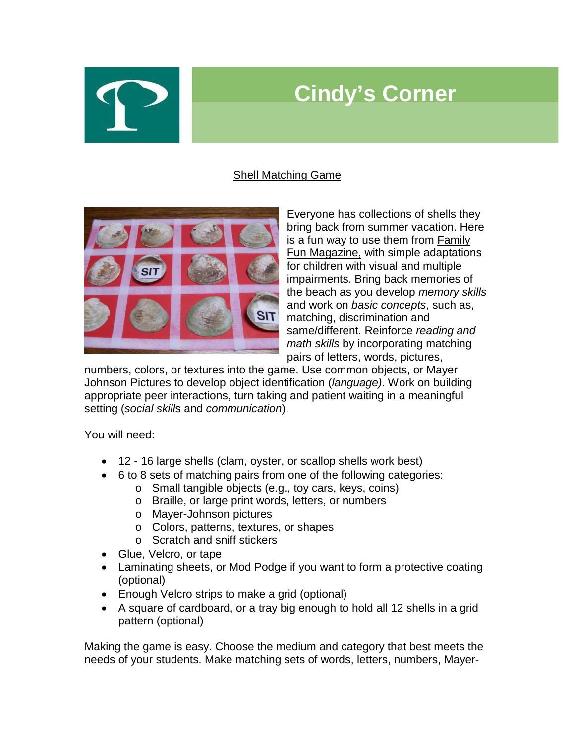# Cindy's Corner

## Shell Matching Game

Everyone has collections of shells they bring back from summer vacation. Here is a fun way to use them from Family Fun Magazine, with simple adaptations for children with visual and multiple impairments. Bring back memories of the beach as you develop *memory skills* and work on *basic concepts*, such as, matching, discrimination and same/different. Reinforce *reading and math skills* by incorporating matching pairs of letters, words, pictures, numbers, colors, or textures into the game. Use common objects, or Mayer Johnson Pictures to develop object identification (*language)*. Work on building appropriate peer interactions, turn taking and patient waiting in a meaningful setting (*social skill*s and *communication*).

You will need:

- 12 - 16 large shells (clam, oyster, or scallop shells work best)
- 6 to 8 sets of matching pairs from one of the following categories:
  - Small tangible objects (e.g., toy cars, keys, coins)
  - Braille, or large print words, letters, or numbers
  - Mayer-Johnson pictures
  - Colors, patterns, textures, or shapes
  - Scratch and sniff stickers
- Glue, Velcro, or tape
- Laminating sheets, or Mod Podge if you want to form a protective coating (optional)
- Enough Velcro strips to make a grid (optional)
- A square of cardboard, or a tray big enough to hold all 12 shells in a grid pattern (optional)

Making the game is easy. Choose the medium and category that best meets the needs of your students. Make matching sets of words, letters, numbers, Mayer-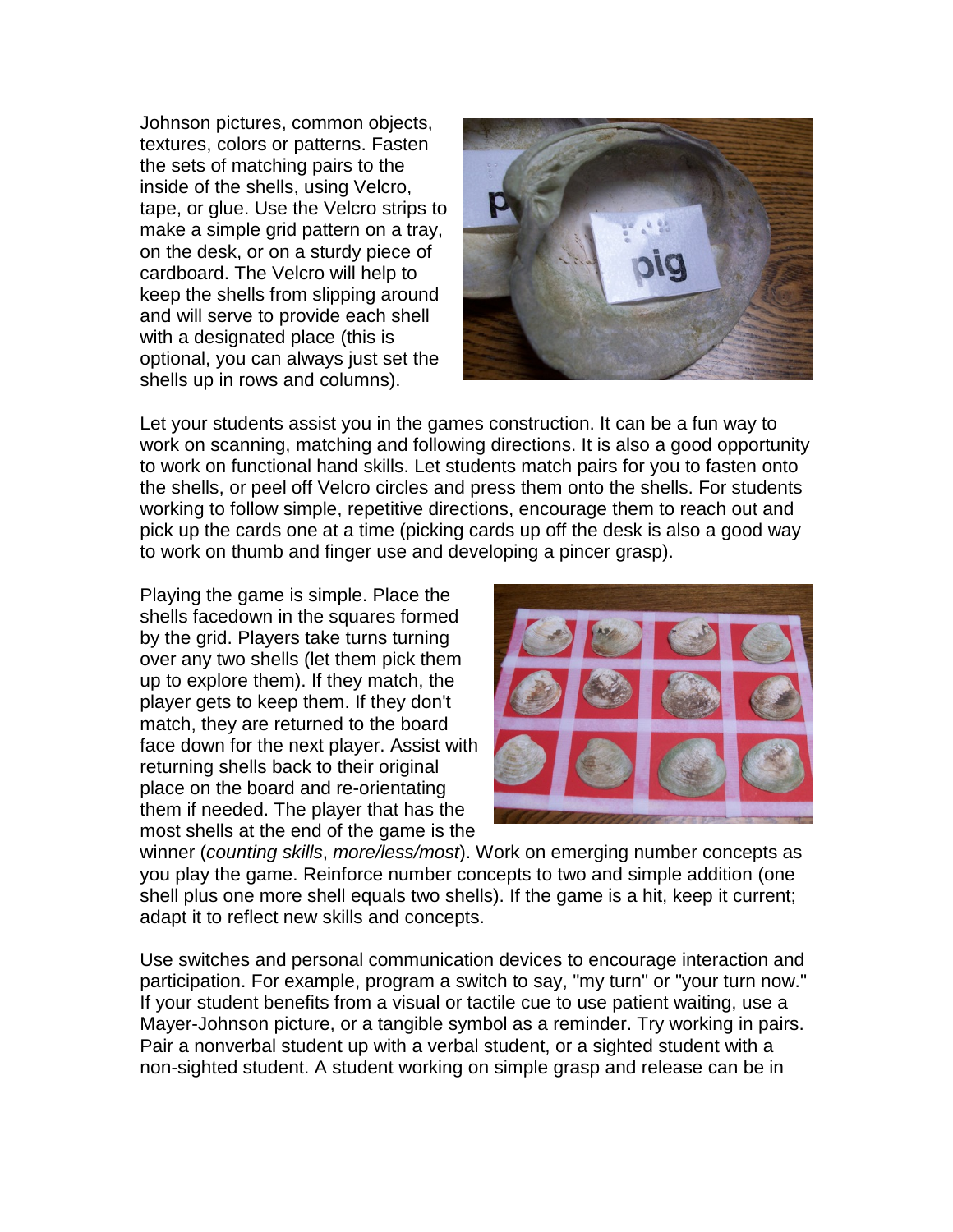Johnson pictures, common objects, textures, colors or patterns. Fasten the sets of matching pairs to the inside of the shells, using Velcro, tape, or glue. Use the Velcro strips to make a simple grid pattern on a tray, on the desk, or on a sturdy piece of cardboard. The Velcro will help to keep the shells from slipping around and will serve to provide each shell with a designated place (this is optional, you can always just set the shells up in rows and columns).

Let your students assist you in the games construction. It can be a fun way to work on scanning, matching and following directions. It is also a good opportunity to work on functional hand skills. Let students match pairs for you to fasten onto the shells, or peel off Velcro circles and press them onto the shells. For students working to follow simple, repetitive directions, encourage them to reach out and pick up the cards one at a time (picking cards up off the desk is also a good way to work on thumb and finger use and developing a pincer grasp).

Playing the game is simple. Place the shells facedown in the squares formed by the grid. Players take turns turning over any two shells (let them pick them up to explore them). If they match, the player gets to keep them. If they don't match, they are returned to the board face down for the next player. Assist with returning shells back to their original place on the board and re-orientating them if needed. The player that has the most shells at the end of the game is the winner (*counting skills*, *more/less/most*). Work on emerging number concepts as you play the game. Reinforce number concepts to two and simple addition (one shell plus one more shell equals two shells). If the game is a hit, keep it current; adapt it to reflect new skills and concepts.

Use switches and personal communication devices to encourage interaction and participation. For example, program a switch to say, "my turn" or "your turn now." If your student benefits from a visual or tactile cue to use patient waiting, use a Mayer-Johnson picture, or a tangible symbol as a reminder. Try working in pairs. Pair a nonverbal student up with a verbal student, or a sighted student with a non-sighted student. A student working on simple grasp and release can be in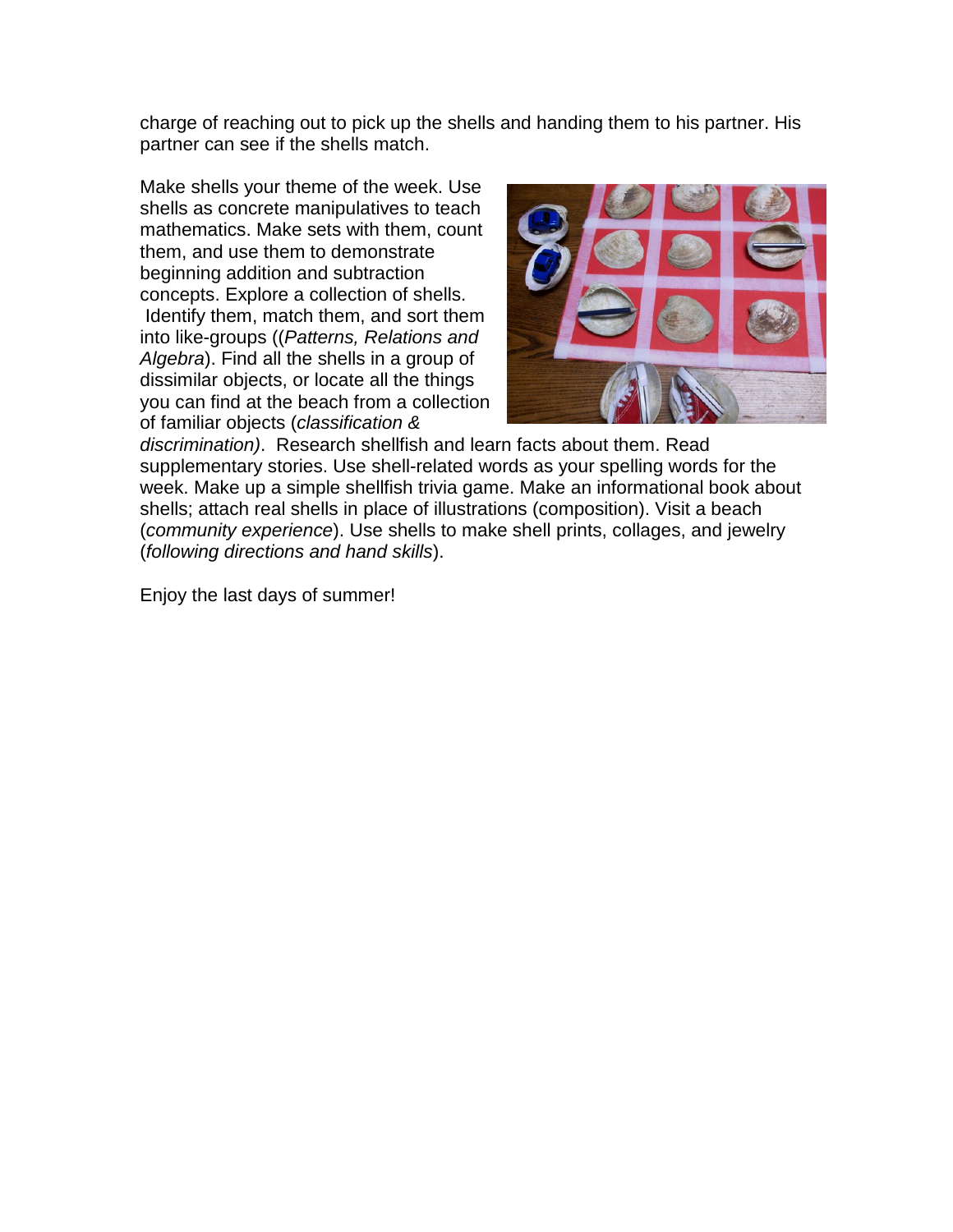charge of reaching out to pick up the shells and handing them to his partner. His partner can see if the shells match.

Make shells your theme of the week. Use shells as concrete manipulatives to teach mathematics. Make sets with them, count them, and use them to demonstrate beginning addition and subtraction concepts. Explore a collection of shells. Identify them, match them, and sort them into like-groups ((*Patterns, Relations and Algebra*). Find all the shells in a group of dissimilar objects, or locate all the things you can find at the beach from a collection of familiar objects (*classification & discrimination)*. Research shellfish and learn facts about them. Read supplementary stories. Use shell-related words as your spelling words for the week. Make up a simple shellfish trivia game. Make an informational book about shells; attach real shells in place of illustrations (composition). Visit a beach (*community experience*). Use shells to make shell prints, collages, and jewelry (*following directions and hand skills*).

Enjoy the last days of summer!